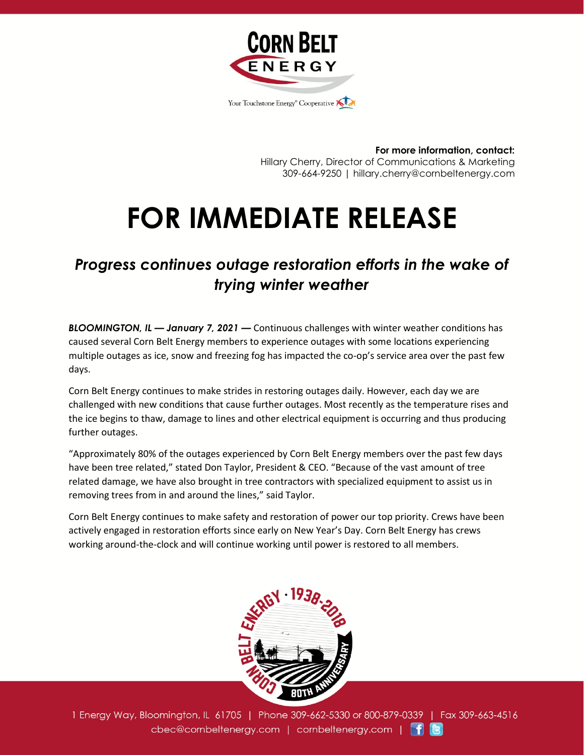**For more information, contact:**
Hillary Cherry, Director of Communications & Marketing
309-664-9250 | hillary.cherry@cornbeltenergy.com

# FOR IMMEDIATE RELEASE

## *Progress continues outage restoration efforts in the wake of trying winter weather*

***BLOOMINGTON, IL — January 7, 2021 —*** Continuous challenges with winter weather conditions has caused several Corn Belt Energy members to experience outages with some locations experiencing multiple outages as ice, snow and freezing fog has impacted the co-op's service area over the past few days.

Corn Belt Energy continues to make strides in restoring outages daily. However, each day we are challenged with new conditions that cause further outages. Most recently as the temperature rises and the ice begins to thaw, damage to lines and other electrical equipment is occurring and thus producing further outages.

"Approximately 80% of the outages experienced by Corn Belt Energy members over the past few days have been tree related," stated Don Taylor, President & CEO. "Because of the vast amount of tree related damage, we have also brought in tree contractors with specialized equipment to assist us in removing trees from in and around the lines," said Taylor.

Corn Belt Energy continues to make safety and restoration of power our top priority. Crews have been actively engaged in restoration efforts since early on New Year's Day. Corn Belt Energy has crews working around-the-clock and will continue working until power is restored to all members.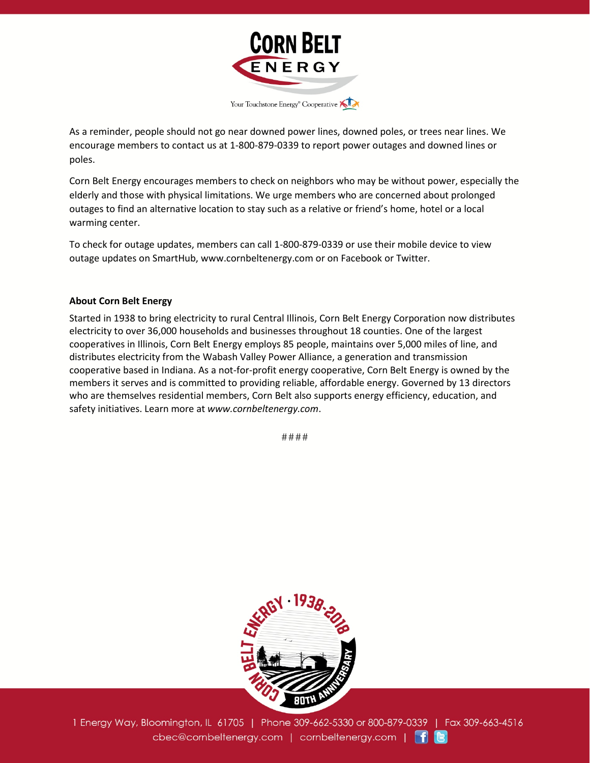As a reminder, people should not go near downed power lines, downed poles, or trees near lines. We encourage members to contact us at 1-800-879-0339 to report power outages and downed lines or poles.

Corn Belt Energy encourages members to check on neighbors who may be without power, especially the elderly and those with physical limitations. We urge members who are concerned about prolonged outages to find an alternative location to stay such as a relative or friend's home, hotel or a local warming center.

To check for outage updates, members can call 1-800-879-0339 or use their mobile device to view outage updates on SmartHub, www.cornbeltenergy.com or on Facebook or Twitter.

**About Corn Belt Energy**

Started in 1938 to bring electricity to rural Central Illinois, Corn Belt Energy Corporation now distributes electricity to over 36,000 households and businesses throughout 18 counties. One of the largest cooperatives in Illinois, Corn Belt Energy employs 85 people, maintains over 5,000 miles of line, and distributes electricity from the Wabash Valley Power Alliance, a generation and transmission cooperative based in Indiana. As a not-for-profit energy cooperative, Corn Belt Energy is owned by the members it serves and is committed to providing reliable, affordable energy. Governed by 13 directors who are themselves residential members, Corn Belt also supports energy efficiency, education, and safety initiatives. Learn more at *www.cornbeltenergy.com*.

####

1 Energy Way, Bloomington, IL 61705 | Phone 309-662-5330 or 800-879-0339 | Fax 309-663-4516
cbec@cornbeltenergy.com | cornbeltenergy.com